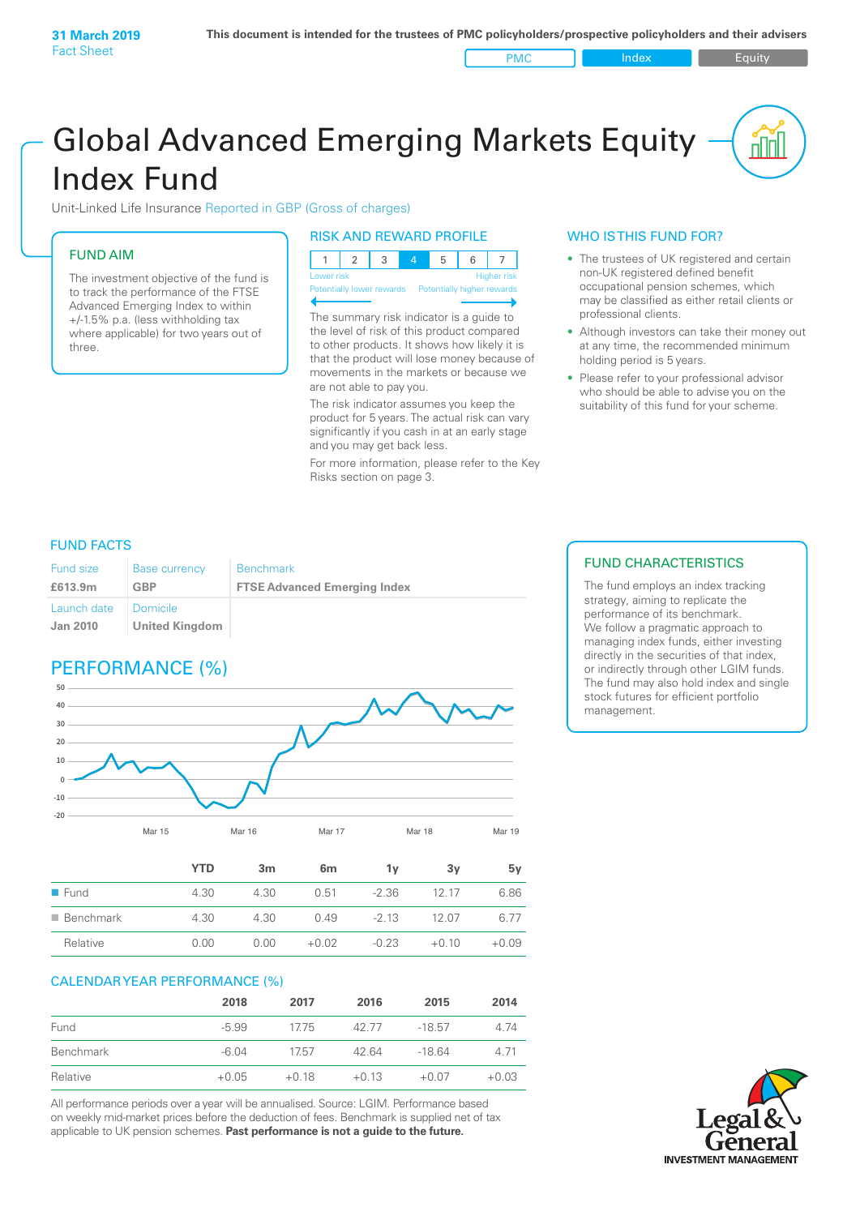31 March 2019
Fact Sheet

**This document is intended for the trustees of PMC policyholders/prospective policyholders and their advisers**

PMC | Index | Equity

# Global Advanced Emerging Markets Equity Index Fund

Unit-Linked Life Insurance Reported in GBP (Gross of charges)

## FUND AIM

The investment objective of the fund is to track the performance of the FTSE Advanced Emerging Index to within +/-1.5% p.a. (less withholding tax where applicable) for two years out of three.

## RISK AND REWARD PROFILE

| 1 | 2 | 3 | 4 | 5 | 6 | 7 |
|---|---|---|---|---|---|---|

Lower risk — Potentially lower rewards | Higher risk — Potentially higher rewards

The summary risk indicator is a guide to the level of risk of this product compared to other products. It shows how likely it is that the product will lose money because of movements in the markets or because we are not able to pay you.

The risk indicator assumes you keep the product for 5 years. The actual risk can vary significantly if you cash in at an early stage and you may get back less.

For more information, please refer to the Key Risks section on page 3.

## WHO IS THIS FUND FOR?

- The trustees of UK registered and certain non-UK registered defined benefit occupational pension schemes, which may be classified as either retail clients or professional clients.
- Although investors can take their money out at any time, the recommended minimum holding period is 5 years.
- Please refer to your professional advisor who should be able to advise you on the suitability of this fund for your scheme.

## FUND FACTS

| Fund size | Base currency | Benchmark |
|---|---|---|
| **£613.9m** | **GBP** | **FTSE Advanced Emerging Index** |
| Launch date | Domicile | |
| **Jan 2010** | **United Kingdom** | |

## FUND CHARACTERISTICS

The fund employs an index tracking strategy, aiming to replicate the performance of its benchmark. We follow a pragmatic approach to managing index funds, either investing directly in the securities of that index, or indirectly through other LGIM funds. The fund may also hold index and single stock futures for efficient portfolio management.

## PERFORMANCE (%)

| | YTD | 3m | 6m | 1y | 3y | 5y |
|---|---|---|---|---|---|---|
| Fund | 4.30 | 4.30 | 0.51 | -2.36 | 12.17 | 6.86 |
| Benchmark | 4.30 | 4.30 | 0.49 | -2.13 | 12.07 | 6.77 |
| Relative | 0.00 | 0.00 | +0.02 | -0.23 | +0.10 | +0.09 |

## CALENDAR YEAR PERFORMANCE (%)

| | 2018 | 2017 | 2016 | 2015 | 2014 |
|---|---|---|---|---|---|
| Fund | -5.99 | 17.75 | 42.77 | -18.57 | 4.74 |
| Benchmark | -6.04 | 17.57 | 42.64 | -18.64 | 4.71 |
| Relative | +0.05 | +0.18 | +0.13 | +0.07 | +0.03 |

All performance periods over a year will be annualised. Source: LGIM. Performance based on weekly mid-market prices before the deduction of fees. Benchmark is supplied net of tax applicable to UK pension schemes. **Past performance is not a guide to the future.**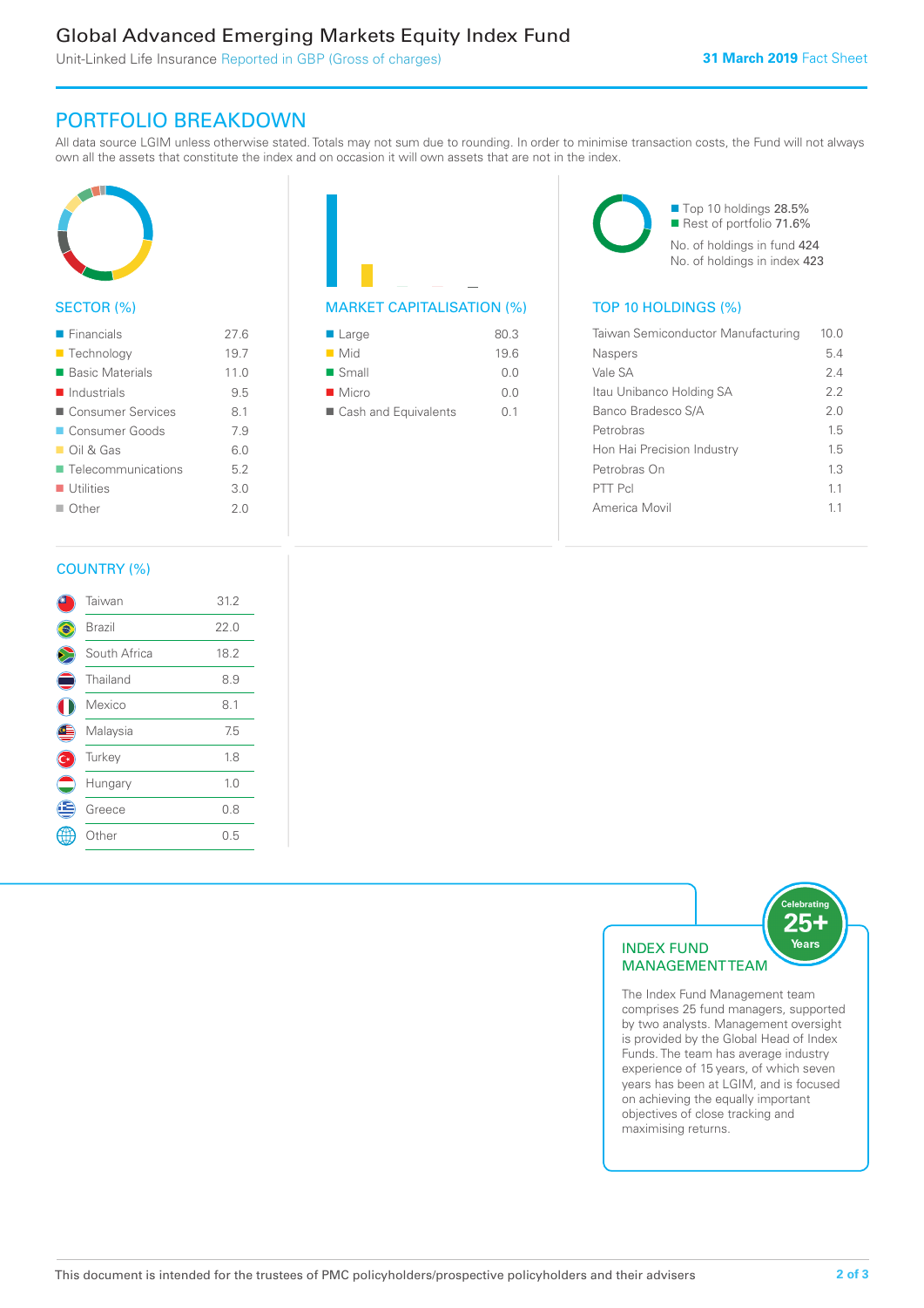# Global Advanced Emerging Markets Equity Index Fund

Unit-Linked Life Insurance Reported in GBP (Gross of charges)

**31 March 2019** Fact Sheet

## PORTFOLIO BREAKDOWN

All data source LGIM unless otherwise stated. Totals may not sum due to rounding. In order to minimise transaction costs, the Fund will not always own all the assets that constitute the index and on occasion it will own assets that are not in the index.

### SECTOR (%)

| Sector | % |
|---|---|
| Financials | 27.6 |
| Technology | 19.7 |
| Basic Materials | 11.0 |
| Industrials | 9.5 |
| Consumer Services | 8.1 |
| Consumer Goods | 7.9 |
| Oil & Gas | 6.0 |
| Telecommunications | 5.2 |
| Utilities | 3.0 |
| Other | 2.0 |

### MARKET CAPITALISATION (%)

| Market Capitalisation | % |
|---|---|
| Large | 80.3 |
| Mid | 19.6 |
| Small | 0.0 |
| Micro | 0.0 |
| Cash and Equivalents | 0.1 |

Top 10 holdings 28.5%
Rest of portfolio 71.6%
No. of holdings in fund 424
No. of holdings in index 423

### TOP 10 HOLDINGS (%)

| Holding | % |
|---|---|
| Taiwan Semiconductor Manufacturing | 10.0 |
| Naspers | 5.4 |
| Vale SA | 2.4 |
| Itau Unibanco Holding SA | 2.2 |
| Banco Bradesco S/A | 2.0 |
| Petrobras | 1.5 |
| Hon Hai Precision Industry | 1.5 |
| Petrobras On | 1.3 |
| PTT Pcl | 1.1 |
| America Movil | 1.1 |

### COUNTRY (%)

| Country | % |
|---|---|
| Taiwan | 31.2 |
| Brazil | 22.0 |
| South Africa | 18.2 |
| Thailand | 8.9 |
| Mexico | 8.1 |
| Malaysia | 7.5 |
| Turkey | 1.8 |
| Hungary | 1.0 |
| Greece | 0.8 |
| Other | 0.5 |

### INDEX FUND MANAGEMENT TEAM

Celebrating 25+ Years

The Index Fund Management team comprises 25 fund managers, supported by two analysts. Management oversight is provided by the Global Head of Index Funds. The team has average industry experience of 15 years, of which seven years has been at LGIM, and is focused on achieving the equally important objectives of close tracking and maximising returns.

This document is intended for the trustees of PMC policyholders/prospective policyholders and their advisers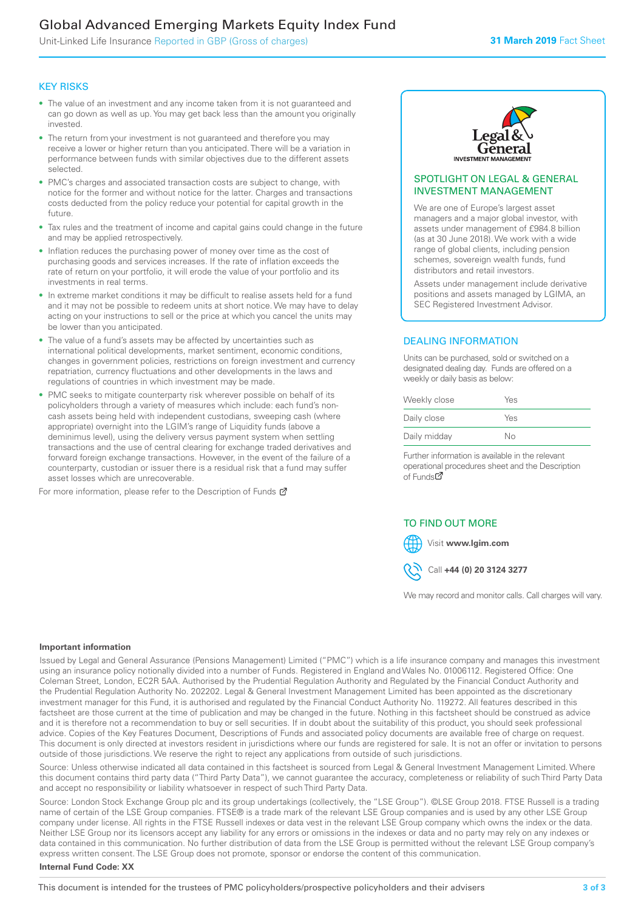## KEY RISKS

- The value of an investment and any income taken from it is not guaranteed and can go down as well as up. You may get back less than the amount you originally invested.
- The return from your investment is not guaranteed and therefore you may receive a lower or higher return than you anticipated. There will be a variation in performance between funds with similar objectives due to the different assets selected.
- PMC's charges and associated transaction costs are subject to change, with notice for the former and without notice for the latter. Charges and transactions costs deducted from the policy reduce your potential for capital growth in the future.
- Tax rules and the treatment of income and capital gains could change in the future and may be applied retrospectively.
- Inflation reduces the purchasing power of money over time as the cost of purchasing goods and services increases. If the rate of inflation exceeds the rate of return on your portfolio, it will erode the value of your portfolio and its investments in real terms.
- In extreme market conditions it may be difficult to realise assets held for a fund and it may not be possible to redeem units at short notice. We may have to delay acting on your instructions to sell or the price at which you cancel the units may be lower than you anticipated.
- The value of a fund's assets may be affected by uncertainties such as international political developments, market sentiment, economic conditions, changes in government policies, restrictions on foreign investment and currency repatriation, currency fluctuations and other developments in the laws and regulations of countries in which investment may be made.
- PMC seeks to mitigate counterparty risk wherever possible on behalf of its policyholders through a variety of measures which include: each fund's non-cash assets being held with independent custodians, sweeping cash (where appropriate) overnight into the LGIM's range of Liquidity funds (above a deminimus level), using the delivery versus payment system when settling transactions and the use of central clearing for exchange traded derivatives and forward foreign exchange transactions. However, in the event of the failure of a counterparty, custodian or issuer there is a residual risk that a fund may suffer asset losses which are unrecoverable.

For more information, please refer to the Description of Funds

## SPOTLIGHT ON LEGAL & GENERAL INVESTMENT MANAGEMENT

We are one of Europe's largest asset managers and a major global investor, with assets under management of £984.8 billion (as at 30 June 2018). We work with a wide range of global clients, including pension schemes, sovereign wealth funds, fund distributors and retail investors.

Assets under management include derivative positions and assets managed by LGIMA, an SEC Registered Investment Advisor.

## DEALING INFORMATION

Units can be purchased, sold or switched on a designated dealing day. Funds are offered on a weekly or daily basis as below:

| | |
|---|---|
| Weekly close | Yes |
| Daily close | Yes |
| Daily midday | No |

Further information is available in the relevant operational procedures sheet and the Description of Funds

## TO FIND OUT MORE

Visit **www.lgim.com**

Call **+44 (0) 20 3124 3277**

We may record and monitor calls. Call charges will vary.

**Important information**

Issued by Legal and General Assurance (Pensions Management) Limited ("PMC") which is a life insurance company and manages this investment using an insurance policy notionally divided into a number of Funds. Registered in England and Wales No. 01006112. Registered Office: One Coleman Street, London, EC2R 5AA. Authorised by the Prudential Regulation Authority and Regulated by the Financial Conduct Authority and the Prudential Regulation Authority No. 202202. Legal & General Investment Management Limited has been appointed as the discretionary investment manager for this Fund, it is authorised and regulated by the Financial Conduct Authority No. 119272. All features described in this factsheet are those current at the time of publication and may be changed in the future. Nothing in this factsheet should be construed as advice and it is therefore not a recommendation to buy or sell securities. If in doubt about the suitability of this product, you should seek professional advice. Copies of the Key Features Document, Descriptions of Funds and associated policy documents are available free of charge on request. This document is only directed at investors resident in jurisdictions where our funds are registered for sale. It is not an offer or invitation to persons outside of those jurisdictions. We reserve the right to reject any applications from outside of such jurisdictions.

Source: Unless otherwise indicated all data contained in this factsheet is sourced from Legal & General Investment Management Limited. Where this document contains third party data ("Third Party Data"), we cannot guarantee the accuracy, completeness or reliability of such Third Party Data and accept no responsibility or liability whatsoever in respect of such Third Party Data.

Source: London Stock Exchange Group plc and its group undertakings (collectively, the "LSE Group"). ©LSE Group 2018. FTSE Russell is a trading name of certain of the LSE Group companies. FTSE® is a trade mark of the relevant LSE Group companies and is used by any other LSE Group company under license. All rights in the FTSE Russell indexes or data vest in the relevant LSE Group company which owns the index or the data. Neither LSE Group nor its licensors accept any liability for any errors or omissions in the indexes or data and no party may rely on any indexes or data contained in this communication. No further distribution of data from the LSE Group is permitted without the relevant LSE Group company's express written consent. The LSE Group does not promote, sponsor or endorse the content of this communication.

**Internal Fund Code: XX**

This document is intended for the trustees of PMC policyholders/prospective policyholders and their advisers